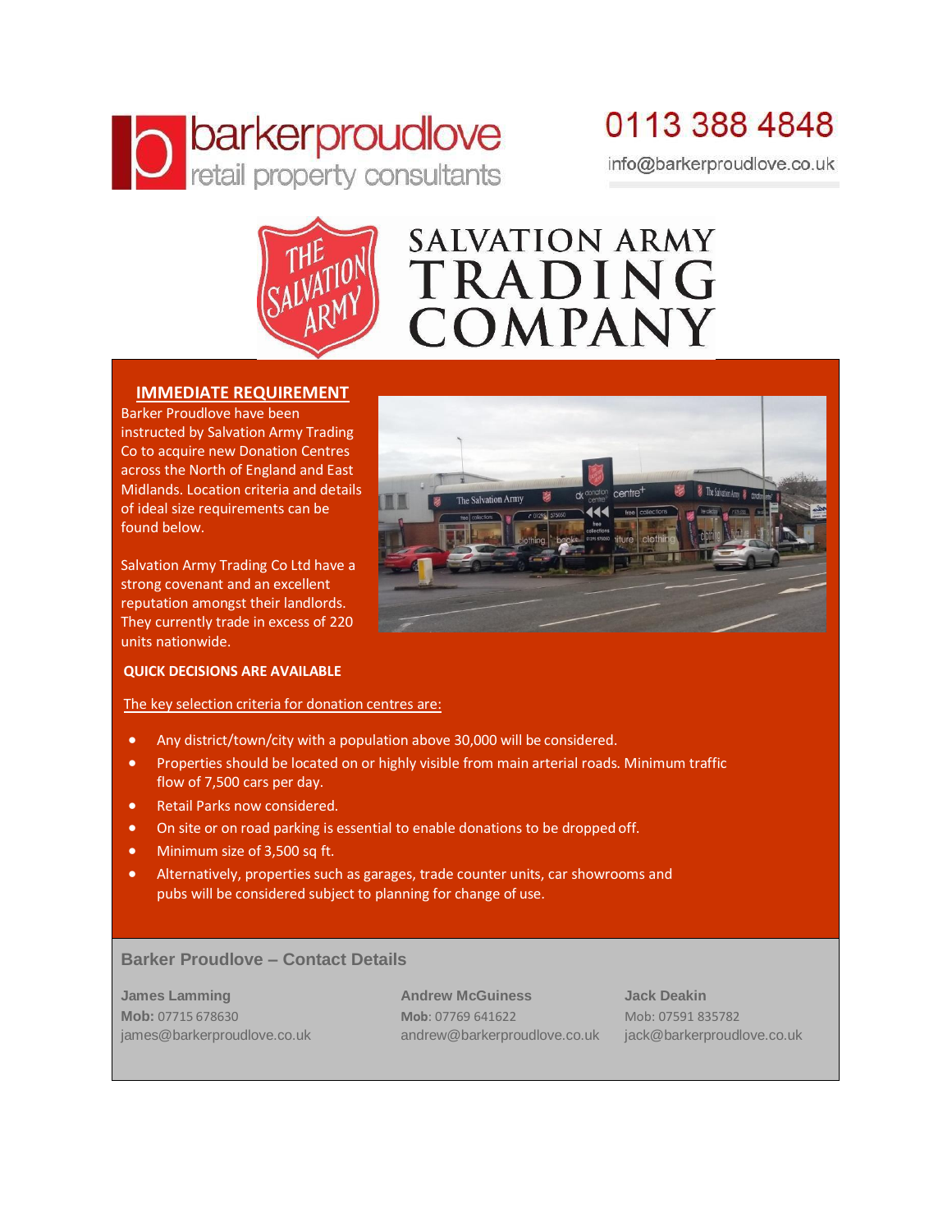barkerproudlove
retail property consultants

0113 388 4848
info@barkerproudlove.co.uk

# SALVATION ARMY TRADING COMPANY

## IMMEDIATE REQUIREMENT

Barker Proudlove have been instructed by Salvation Army Trading Co to acquire new Donation Centres across the North of England and East Midlands. Location criteria and details of ideal size requirements can be found below.

Salvation Army Trading Co Ltd have a strong covenant and an excellent reputation amongst their landlords. They currently trade in excess of 220 units nationwide.

**QUICK DECISIONS ARE AVAILABLE**

The key selection criteria for donation centres are:

- Any district/town/city with a population above 30,000 will be considered.
- Properties should be located on or highly visible from main arterial roads. Minimum traffic flow of 7,500 cars per day.
- Retail Parks now considered.
- On site or on road parking is essential to enable donations to be dropped off.
- Minimum size of 3,500 sq ft.
- Alternatively, properties such as garages, trade counter units, car showrooms and pubs will be considered subject to planning for change of use.

### Barker Proudlove – Contact Details

**James Lamming**
**Mob:** 07715 678630
james@barkerproudlove.co.uk

**Andrew McGuiness**
**Mob**: 07769 641622
andrew@barkerproudlove.co.uk

**Jack Deakin**
Mob: 07591 835782
jack@barkerproudlove.co.uk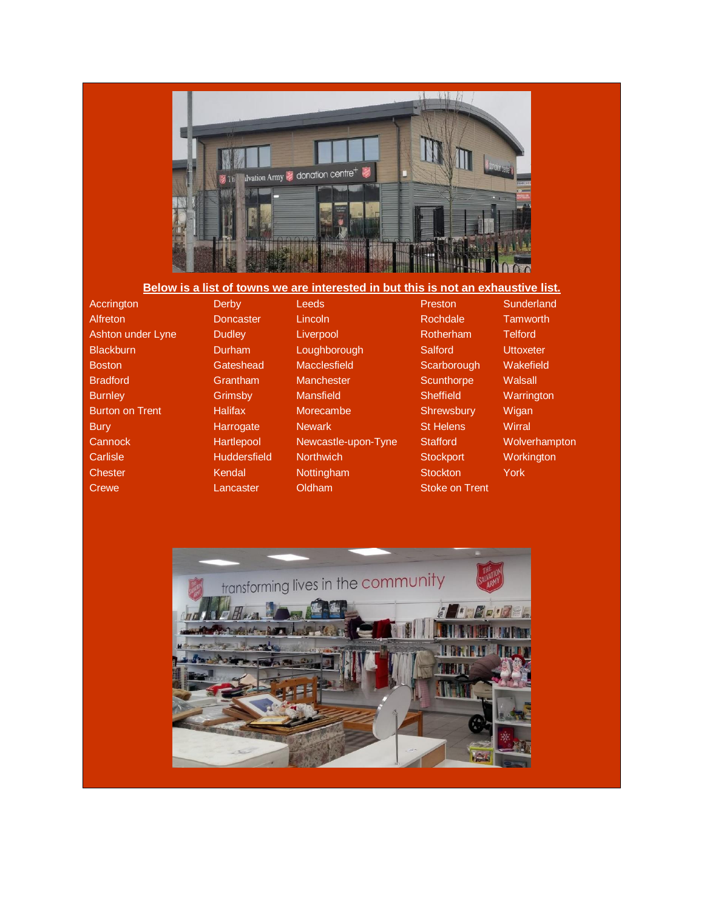**Below is a list of towns we are interested in but this is not an exhaustive list.**

| | | | | |
|---|---|---|---|---|
| Accrington | Derby | Leeds | Preston | Sunderland |
| Alfreton | Doncaster | Lincoln | Rochdale | Tamworth |
| Ashton under Lyne | Dudley | Liverpool | Rotherham | Telford |
| Blackburn | Durham | Loughborough | Salford | Uttoxeter |
| Boston | Gateshead | Macclesfield | Scarborough | Wakefield |
| Bradford | Grantham | Manchester | Scunthorpe | Walsall |
| Burnley | Grimsby | Mansfield | Sheffield | Warrington |
| Burton on Trent | Halifax | Morecambe | Shrewsbury | Wigan |
| Bury | Harrogate | Newark | St Helens | Wirral |
| Cannock | Hartlepool | Newcastle-upon-Tyne | Stafford | Wolverhampton |
| Carlisle | Huddersfield | Northwich | Stockport | Workington |
| Chester | Kendal | Nottingham | Stockton | York |
| Crewe | Lancaster | Oldham | Stoke on Trent | |